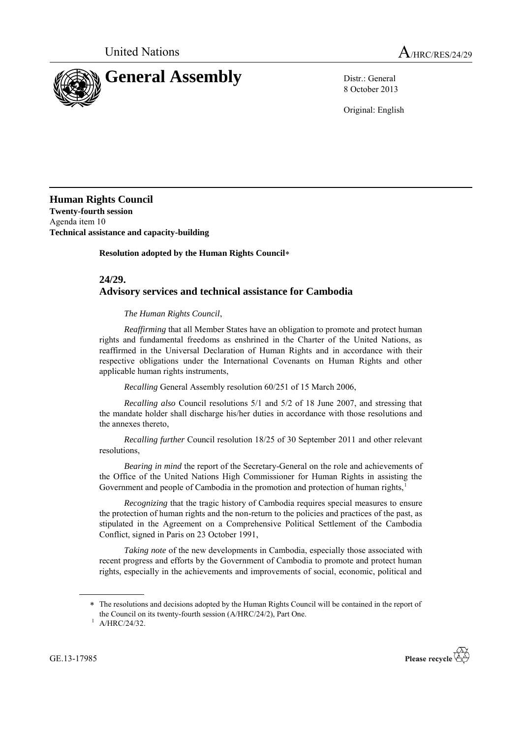United Nations

# General Assembly

A/HRC/RES/24/29

Distr.: General
8 October 2013

Original: English

**Human Rights Council**
**Twenty-fourth session**
Agenda item 10
**Technical assistance and capacity-building**

**Resolution adopted by the Human Rights Council***

## 24/29.
## Advisory services and technical assistance for Cambodia

*The Human Rights Council*,

*Reaffirming* that all Member States have an obligation to promote and protect human rights and fundamental freedoms as enshrined in the Charter of the United Nations, as reaffirmed in the Universal Declaration of Human Rights and in accordance with their respective obligations under the International Covenants on Human Rights and other applicable human rights instruments,

*Recalling* General Assembly resolution 60/251 of 15 March 2006,

*Recalling also* Council resolutions 5/1 and 5/2 of 18 June 2007, and stressing that the mandate holder shall discharge his/her duties in accordance with those resolutions and the annexes thereto,

*Recalling further* Council resolution 18/25 of 30 September 2011 and other relevant resolutions,

*Bearing in mind* the report of the Secretary-General on the role and achievements of the Office of the United Nations High Commissioner for Human Rights in assisting the Government and people of Cambodia in the promotion and protection of human rights,[1]

*Recognizing* that the tragic history of Cambodia requires special measures to ensure the protection of human rights and the non-return to the policies and practices of the past, as stipulated in the Agreement on a Comprehensive Political Settlement of the Cambodia Conflict, signed in Paris on 23 October 1991,

*Taking note* of the new developments in Cambodia, especially those associated with recent progress and efforts by the Government of Cambodia to promote and protect human rights, especially in the achievements and improvements of social, economic, political and

---

* The resolutions and decisions adopted by the Human Rights Council will be contained in the report of the Council on its twenty-fourth session (A/HRC/24/2), Part One.

[1] A/HRC/24/32.

GE.13-17985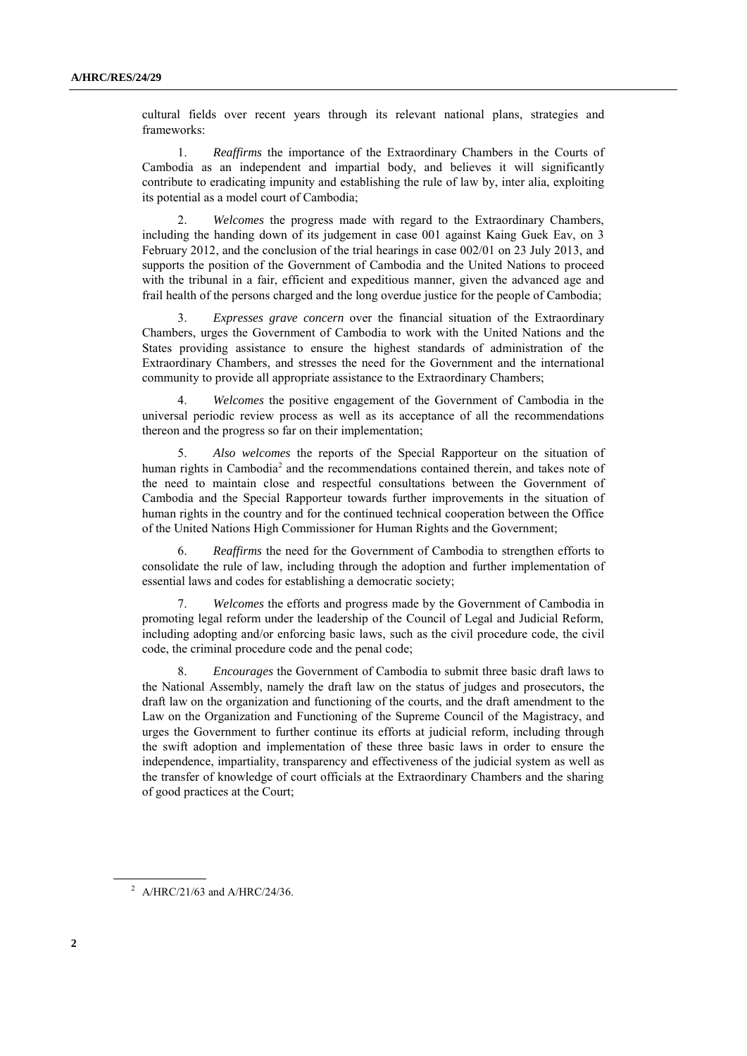cultural fields over recent years through its relevant national plans, strategies and frameworks:

1. *Reaffirms* the importance of the Extraordinary Chambers in the Courts of Cambodia as an independent and impartial body, and believes it will significantly contribute to eradicating impunity and establishing the rule of law by, inter alia, exploiting its potential as a model court of Cambodia;

2. *Welcomes* the progress made with regard to the Extraordinary Chambers, including the handing down of its judgement in case 001 against Kaing Guek Eav, on 3 February 2012, and the conclusion of the trial hearings in case 002/01 on 23 July 2013, and supports the position of the Government of Cambodia and the United Nations to proceed with the tribunal in a fair, efficient and expeditious manner, given the advanced age and frail health of the persons charged and the long overdue justice for the people of Cambodia;

3. *Expresses grave concern* over the financial situation of the Extraordinary Chambers, urges the Government of Cambodia to work with the United Nations and the States providing assistance to ensure the highest standards of administration of the Extraordinary Chambers, and stresses the need for the Government and the international community to provide all appropriate assistance to the Extraordinary Chambers;

4. *Welcomes* the positive engagement of the Government of Cambodia in the universal periodic review process as well as its acceptance of all the recommendations thereon and the progress so far on their implementation;

5. *Also welcomes* the reports of the Special Rapporteur on the situation of human rights in Cambodia[2] and the recommendations contained therein, and takes note of the need to maintain close and respectful consultations between the Government of Cambodia and the Special Rapporteur towards further improvements in the situation of human rights in the country and for the continued technical cooperation between the Office of the United Nations High Commissioner for Human Rights and the Government;

6. *Reaffirms* the need for the Government of Cambodia to strengthen efforts to consolidate the rule of law, including through the adoption and further implementation of essential laws and codes for establishing a democratic society;

7. *Welcomes* the efforts and progress made by the Government of Cambodia in promoting legal reform under the leadership of the Council of Legal and Judicial Reform, including adopting and/or enforcing basic laws, such as the civil procedure code, the civil code, the criminal procedure code and the penal code;

8. *Encourages* the Government of Cambodia to submit three basic draft laws to the National Assembly, namely the draft law on the status of judges and prosecutors, the draft law on the organization and functioning of the courts, and the draft amendment to the Law on the Organization and Functioning of the Supreme Council of the Magistracy, and urges the Government to further continue its efforts at judicial reform, including through the swift adoption and implementation of these three basic laws in order to ensure the independence, impartiality, transparency and effectiveness of the judicial system as well as the transfer of knowledge of court officials at the Extraordinary Chambers and the sharing of good practices at the Court;

[2] A/HRC/21/63 and A/HRC/24/36.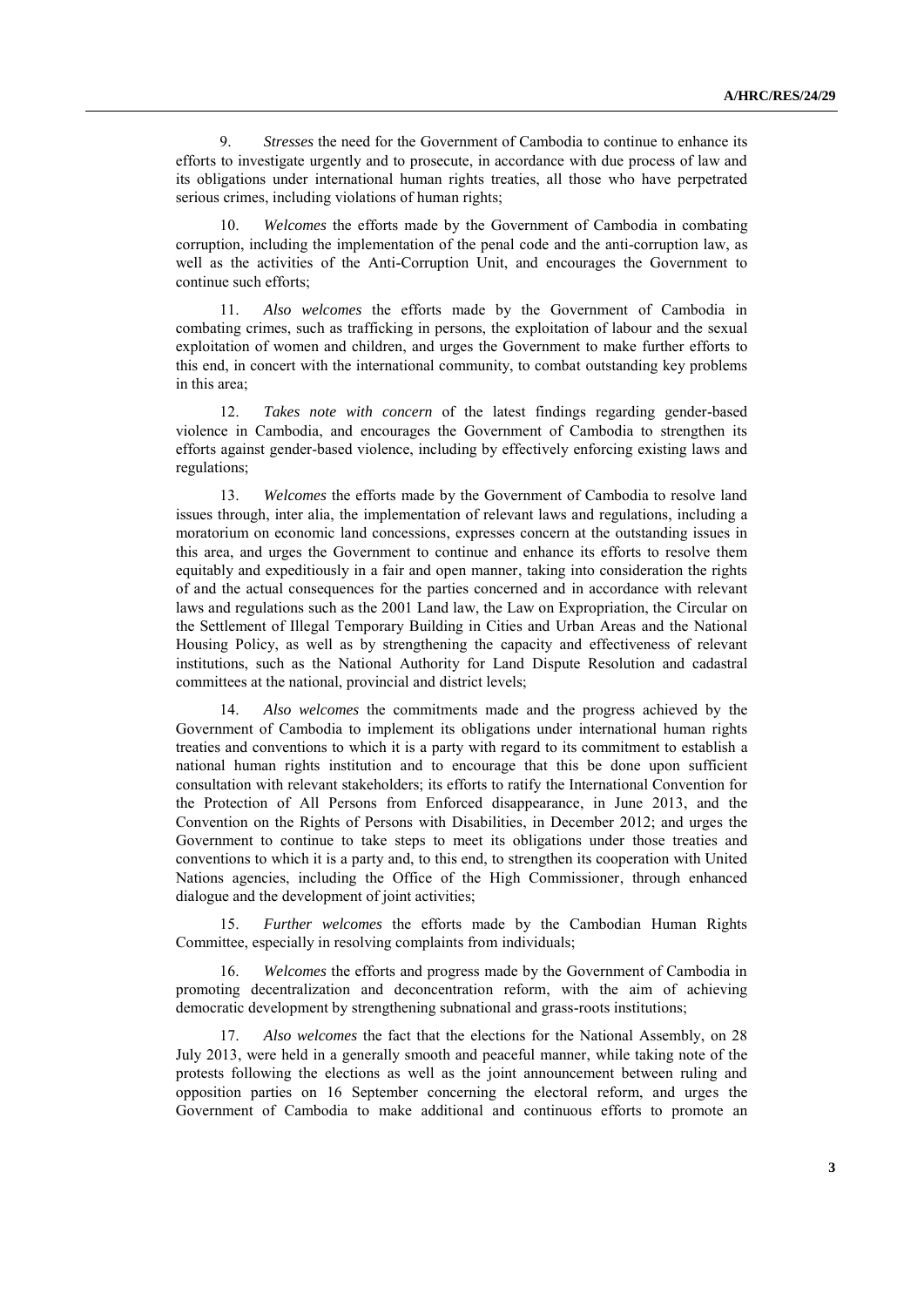9. *Stresses* the need for the Government of Cambodia to continue to enhance its efforts to investigate urgently and to prosecute, in accordance with due process of law and its obligations under international human rights treaties, all those who have perpetrated serious crimes, including violations of human rights;

10. *Welcomes* the efforts made by the Government of Cambodia in combating corruption, including the implementation of the penal code and the anti-corruption law, as well as the activities of the Anti-Corruption Unit, and encourages the Government to continue such efforts;

11. *Also welcomes* the efforts made by the Government of Cambodia in combating crimes, such as trafficking in persons, the exploitation of labour and the sexual exploitation of women and children, and urges the Government to make further efforts to this end, in concert with the international community, to combat outstanding key problems in this area;

12. *Takes note with concern* of the latest findings regarding gender-based violence in Cambodia, and encourages the Government of Cambodia to strengthen its efforts against gender-based violence, including by effectively enforcing existing laws and regulations;

13. *Welcomes* the efforts made by the Government of Cambodia to resolve land issues through, inter alia, the implementation of relevant laws and regulations, including a moratorium on economic land concessions, expresses concern at the outstanding issues in this area, and urges the Government to continue and enhance its efforts to resolve them equitably and expeditiously in a fair and open manner, taking into consideration the rights of and the actual consequences for the parties concerned and in accordance with relevant laws and regulations such as the 2001 Land law, the Law on Expropriation, the Circular on the Settlement of Illegal Temporary Building in Cities and Urban Areas and the National Housing Policy, as well as by strengthening the capacity and effectiveness of relevant institutions, such as the National Authority for Land Dispute Resolution and cadastral committees at the national, provincial and district levels;

14. *Also welcomes* the commitments made and the progress achieved by the Government of Cambodia to implement its obligations under international human rights treaties and conventions to which it is a party with regard to its commitment to establish a national human rights institution and to encourage that this be done upon sufficient consultation with relevant stakeholders; its efforts to ratify the International Convention for the Protection of All Persons from Enforced disappearance, in June 2013, and the Convention on the Rights of Persons with Disabilities, in December 2012; and urges the Government to continue to take steps to meet its obligations under those treaties and conventions to which it is a party and, to this end, to strengthen its cooperation with United Nations agencies, including the Office of the High Commissioner, through enhanced dialogue and the development of joint activities;

15. *Further welcomes* the efforts made by the Cambodian Human Rights Committee, especially in resolving complaints from individuals;

16. *Welcomes* the efforts and progress made by the Government of Cambodia in promoting decentralization and deconcentration reform, with the aim of achieving democratic development by strengthening subnational and grass-roots institutions;

17. *Also welcomes* the fact that the elections for the National Assembly, on 28 July 2013, were held in a generally smooth and peaceful manner, while taking note of the protests following the elections as well as the joint announcement between ruling and opposition parties on 16 September concerning the electoral reform, and urges the Government of Cambodia to make additional and continuous efforts to promote an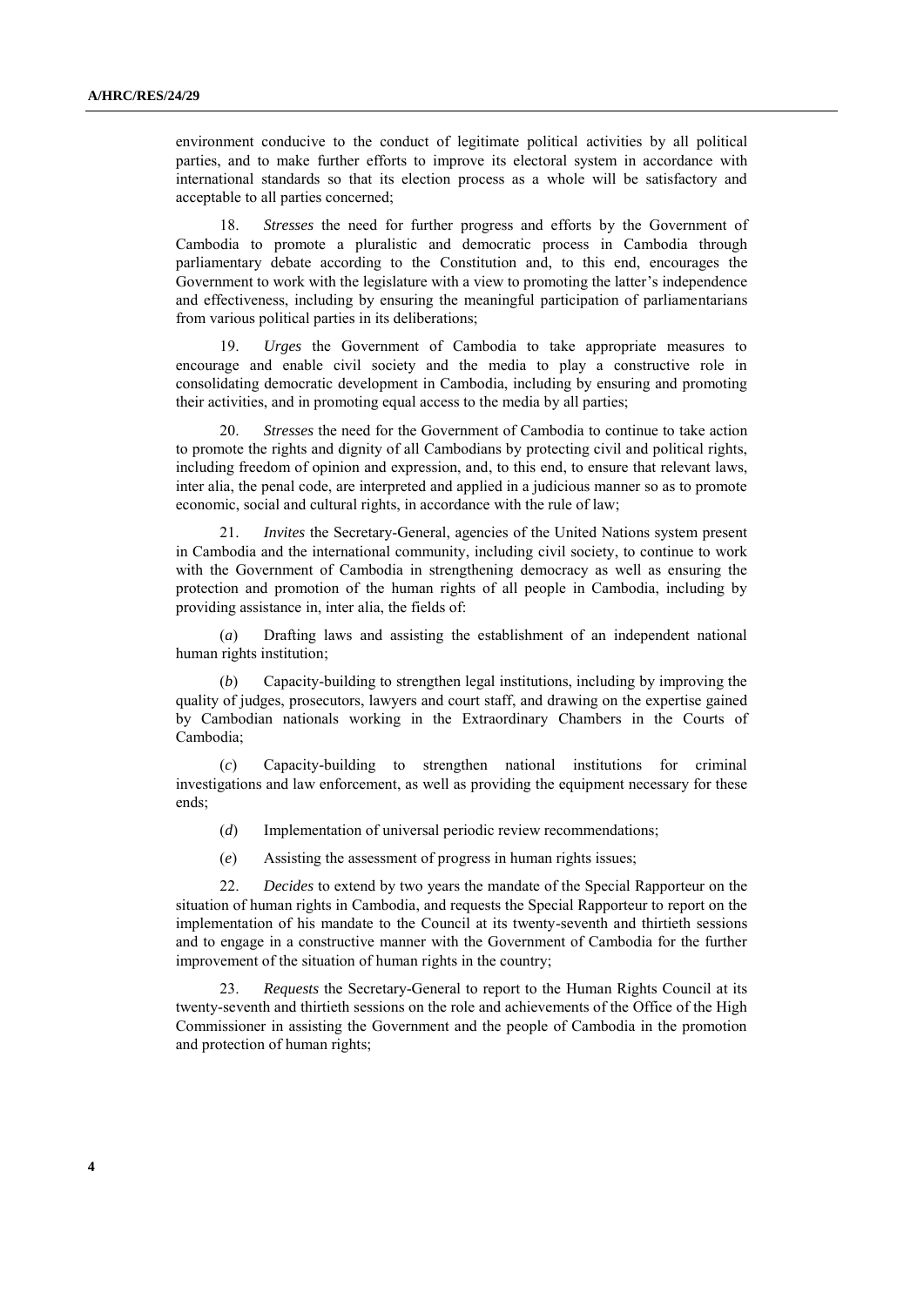environment conducive to the conduct of legitimate political activities by all political parties, and to make further efforts to improve its electoral system in accordance with international standards so that its election process as a whole will be satisfactory and acceptable to all parties concerned;

18. *Stresses* the need for further progress and efforts by the Government of Cambodia to promote a pluralistic and democratic process in Cambodia through parliamentary debate according to the Constitution and, to this end, encourages the Government to work with the legislature with a view to promoting the latter's independence and effectiveness, including by ensuring the meaningful participation of parliamentarians from various political parties in its deliberations;

19. *Urges* the Government of Cambodia to take appropriate measures to encourage and enable civil society and the media to play a constructive role in consolidating democratic development in Cambodia, including by ensuring and promoting their activities, and in promoting equal access to the media by all parties;

20. *Stresses* the need for the Government of Cambodia to continue to take action to promote the rights and dignity of all Cambodians by protecting civil and political rights, including freedom of opinion and expression, and, to this end, to ensure that relevant laws, inter alia, the penal code, are interpreted and applied in a judicious manner so as to promote economic, social and cultural rights, in accordance with the rule of law;

21. *Invites* the Secretary-General, agencies of the United Nations system present in Cambodia and the international community, including civil society, to continue to work with the Government of Cambodia in strengthening democracy as well as ensuring the protection and promotion of the human rights of all people in Cambodia, including by providing assistance in, inter alia, the fields of:

(*a*) Drafting laws and assisting the establishment of an independent national human rights institution;

(*b*) Capacity-building to strengthen legal institutions, including by improving the quality of judges, prosecutors, lawyers and court staff, and drawing on the expertise gained by Cambodian nationals working in the Extraordinary Chambers in the Courts of Cambodia;

(*c*) Capacity-building to strengthen national institutions for criminal investigations and law enforcement, as well as providing the equipment necessary for these ends;

(*d*) Implementation of universal periodic review recommendations;

(*e*) Assisting the assessment of progress in human rights issues;

22. *Decides* to extend by two years the mandate of the Special Rapporteur on the situation of human rights in Cambodia, and requests the Special Rapporteur to report on the implementation of his mandate to the Council at its twenty-seventh and thirtieth sessions and to engage in a constructive manner with the Government of Cambodia for the further improvement of the situation of human rights in the country;

23. *Requests* the Secretary-General to report to the Human Rights Council at its twenty-seventh and thirtieth sessions on the role and achievements of the Office of the High Commissioner in assisting the Government and the people of Cambodia in the promotion and protection of human rights;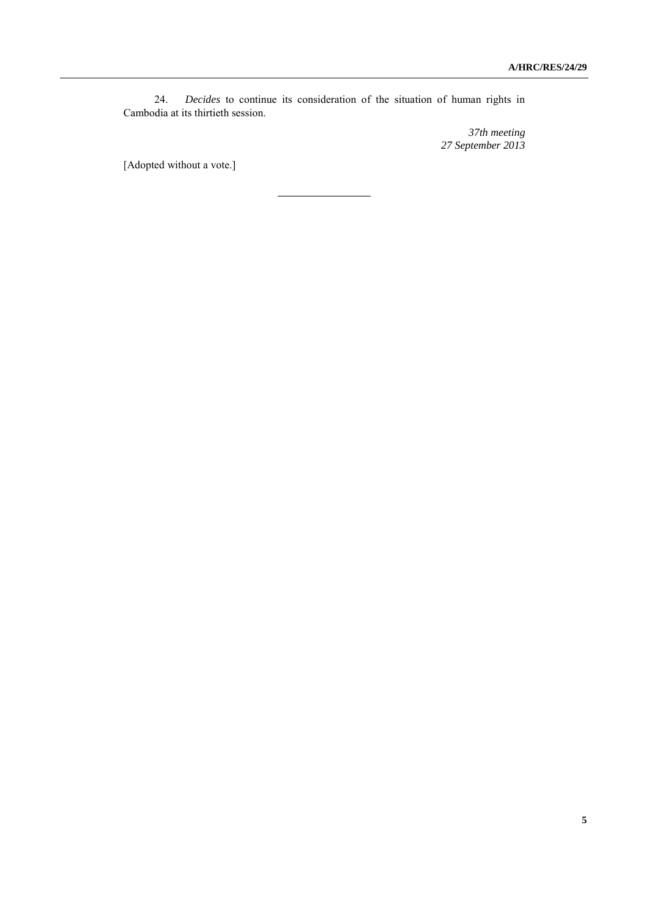24. *Decides* to continue its consideration of the situation of human rights in Cambodia at its thirtieth session.

*37th meeting*
*27 September 2013*

[Adopted without a vote.]